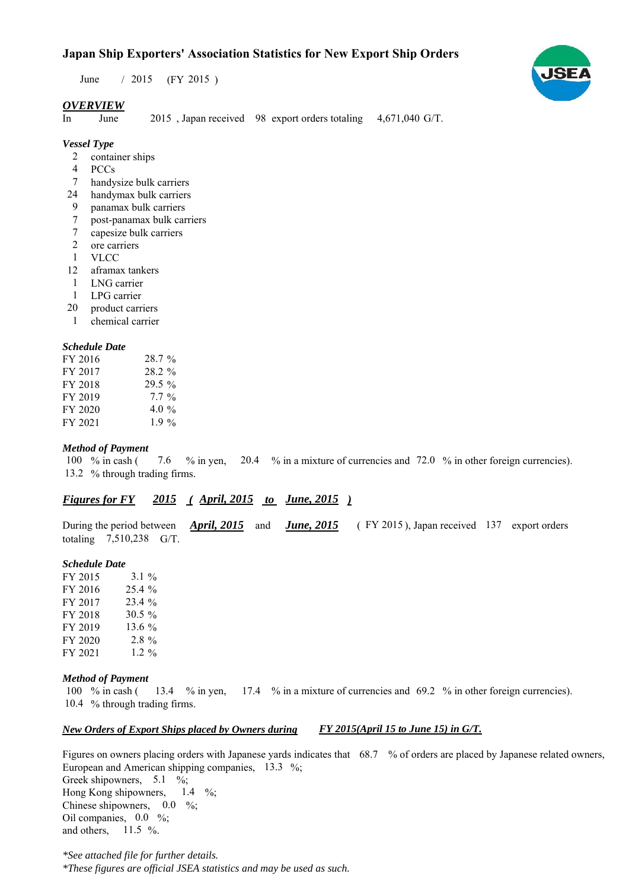# Japan Ship Exporters' Association Statistics for New Export Ship Orders

June / 2015 (FY 2015 )

## *OVERVIEW*

In June 2015 , Japan received 98 export orders totaling 4,671,040 G/T.

### *Vessel Type*

- 2 container ships
- 4 PCCs
- 7 handysize bulk carriers
- 24 handymax bulk carriers
- 9 panamax bulk carriers
- 7 post-panamax bulk carriers
- 7 capesize bulk carriers
- 2 ore carriers
- 1 VLCC
- 12 aframax tankers
- 1 LNG carrier
- 1 LPG carrier
- 20 product carriers
- 1 chemical carrier

### *Schedule Date*

| | |
|---|---|
| FY 2016 | 28.7 % |
| FY 2017 | 28.2 % |
| FY 2018 | 29.5 % |
| FY 2019 | 7.7 % |
| FY 2020 | 4.0 % |
| FY 2021 | 1.9 % |

### *Method of Payment*

100 % in cash ( 7.6 % in yen, 20.4 % in a mixture of currencies and 72.0 % in other foreign currencies).
13.2 % through trading firms.

## ***Figures for FY 2015 ( April, 2015 to June, 2015 )***

During the period between ***April, 2015*** and ***June, 2015*** ( FY 2015 ), Japan received 137 export orders totaling 7,510,238 G/T.

### *Schedule Date*

| | |
|---|---|
| FY 2015 | 3.1 % |
| FY 2016 | 25.4 % |
| FY 2017 | 23.4 % |
| FY 2018 | 30.5 % |
| FY 2019 | 13.6 % |
| FY 2020 | 2.8 % |
| FY 2021 | 1.2 % |

### *Method of Payment*

100 % in cash ( 13.4 % in yen, 17.4 % in a mixture of currencies and 69.2 % in other foreign currencies).
10.4 % through trading firms.

### ***New Orders of Export Ships placed by Owners during FY 2015(April 15 to June 15) in G/T.***

Figures on owners placing orders with Japanese yards indicates that 68.7 % of orders are placed by Japanese related owners,
European and American shipping companies, 13.3 %;
Greek shipowners, 5.1 %;
Hong Kong shipowners, 1.4 %;
Chinese shipowners, 0.0 %;
Oil companies, 0.0 %;
and others, 11.5 %.

*\*See attached file for further details.*
*\*These figures are official JSEA statistics and may be used as such.*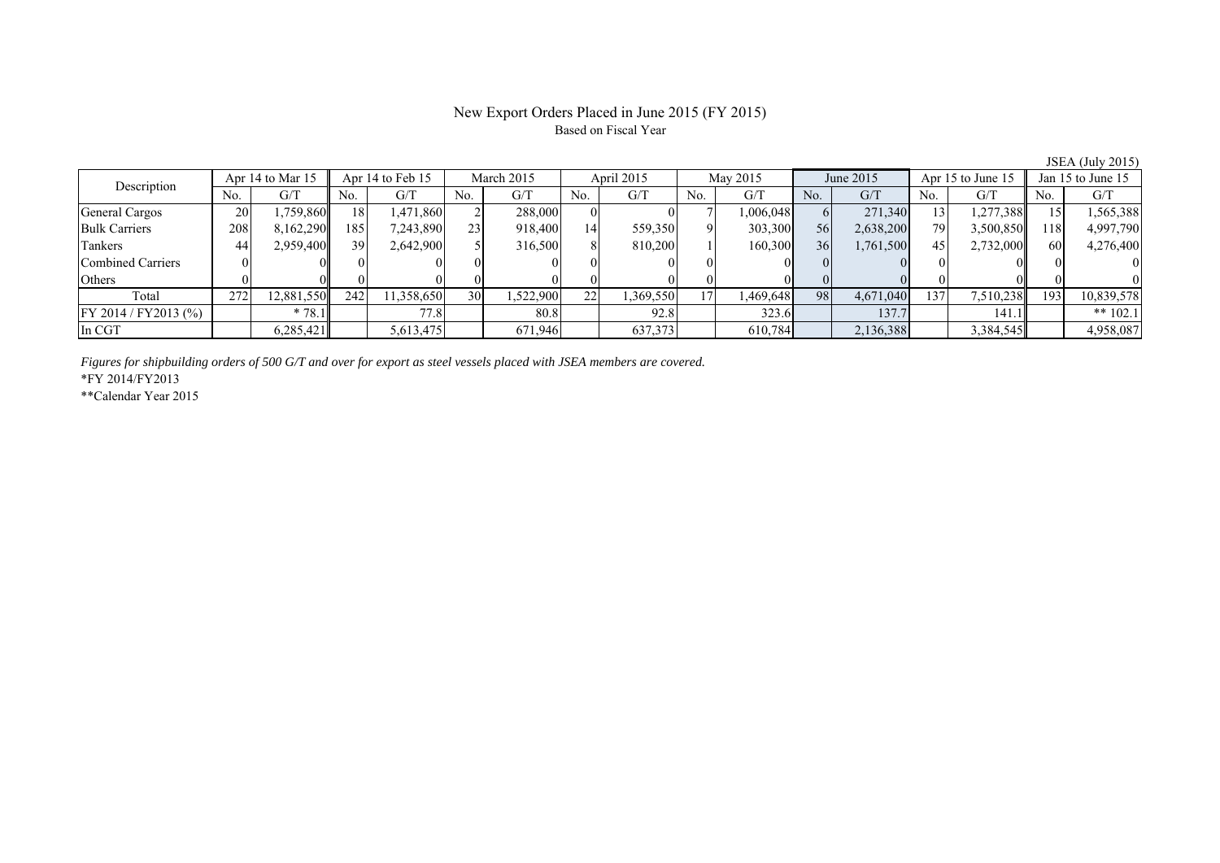# New Export Orders Placed in June 2015 (FY 2015)

Based on Fiscal Year

JSEA (July 2015)

| Description | Apr 14 to Mar 15 | | Apr 14 to Feb 15 | | March 2015 | | April 2015 | | May 2015 | | June 2015 | | Apr 15 to June 15 | | Jan 15 to June 15 | |
|---|---|---|---|---|---|---|---|---|---|---|---|---|---|---|---|---|
| | No. | G/T | No. | G/T | No. | G/T | No. | G/T | No. | G/T | No. | G/T | No. | G/T | No. | G/T |
| General Cargos | 20 | 1,759,860 | 18 | 1,471,860 | 2 | 288,000 | 0 | 0 | 7 | 1,006,048 | 6 | 271,340 | 13 | 1,277,388 | 15 | 1,565,388 |
| Bulk Carriers | 208 | 8,162,290 | 185 | 7,243,890 | 23 | 918,400 | 14 | 559,350 | 9 | 303,300 | 56 | 2,638,200 | 79 | 3,500,850 | 118 | 4,997,790 |
| Tankers | 44 | 2,959,400 | 39 | 2,642,900 | 5 | 316,500 | 8 | 810,200 | 1 | 160,300 | 36 | 1,761,500 | 45 | 2,732,000 | 60 | 4,276,400 |
| Combined Carriers | 0 | 0 | 0 | 0 | 0 | 0 | 0 | 0 | 0 | 0 | 0 | 0 | 0 | 0 | 0 | 0 |
| Others | 0 | 0 | 0 | 0 | 0 | 0 | 0 | 0 | 0 | 0 | 0 | 0 | 0 | 0 | 0 | 0 |
| Total | 272 | 12,881,550 | 242 | 11,358,650 | 30 | 1,522,900 | 22 | 1,369,550 | 17 | 1,469,648 | 98 | 4,671,040 | 137 | 7,510,238 | 193 | 10,839,578 |
| FY 2014 / FY2013 (%) | | * 78.1 | | 77.8 | | 80.8 | | 92.8 | | 323.6 | | 137.7 | | 141.1 | | ** 102.1 |
| In CGT | | 6,285,421 | | 5,613,475 | | 671,946 | | 637,373 | | 610,784 | | 2,136,388 | | 3,384,545 | | 4,958,087 |

*Figures for shipbuilding orders of 500 G/T and over for export as steel vessels placed with JSEA members are covered.*

*FY 2014/FY2013

**Calendar Year 2015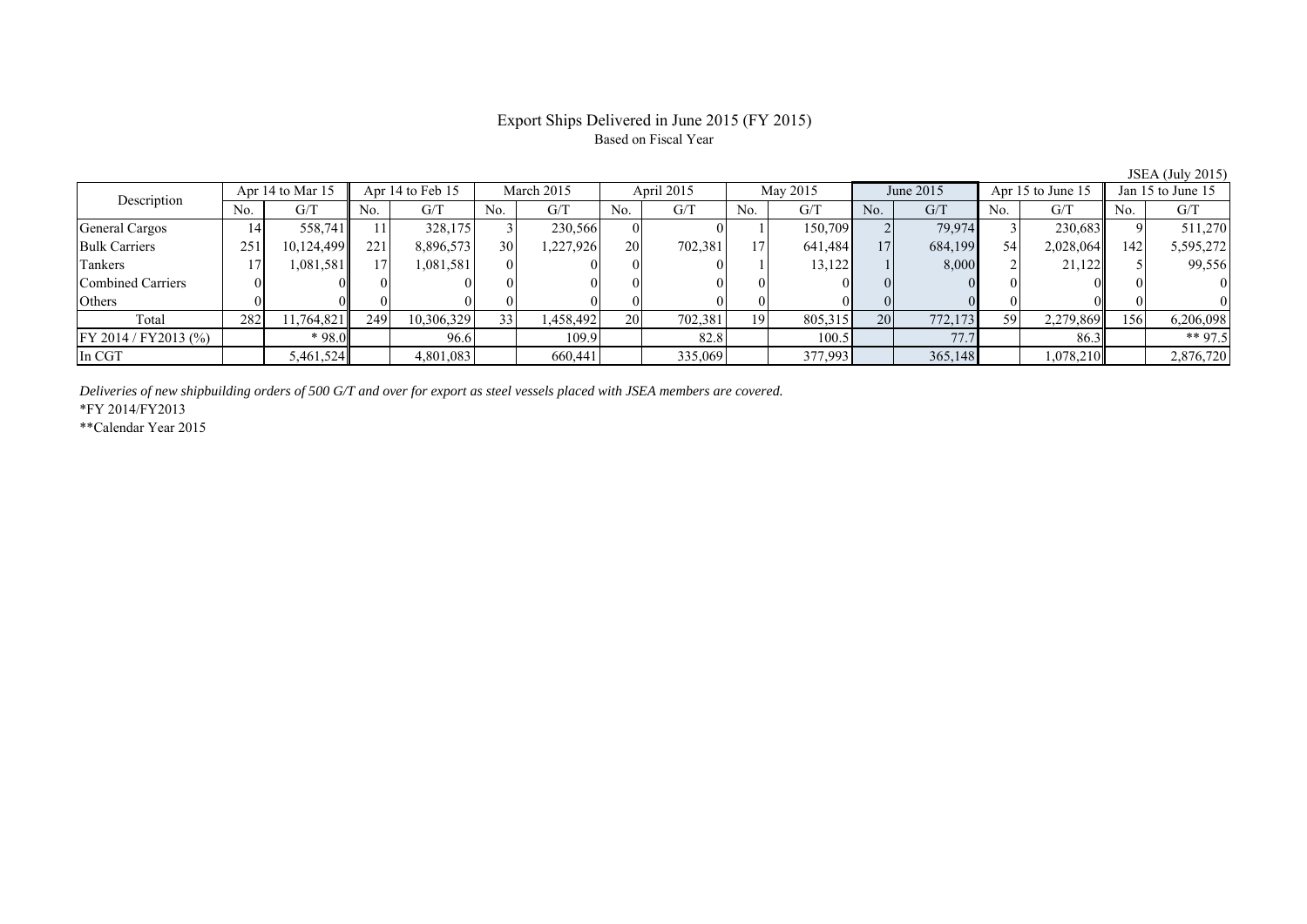# Export Ships Delivered in June 2015 (FY 2015)

Based on Fiscal Year

JSEA (July 2015)

| Description | Apr 14 to Mar 15 | | Apr 14 to Feb 15 | | March 2015 | | April 2015 | | May 2015 | | June 2015 | | Apr 15 to June 15 | | Jan 15 to June 15 | |
|---|---|---|---|---|---|---|---|---|---|---|---|---|---|---|---|---|
| | No. | G/T | No. | G/T | No. | G/T | No. | G/T | No. | G/T | No. | G/T | No. | G/T | No. | G/T |
| General Cargos | 14 | 558,741 | 11 | 328,175 | 3 | 230,566 | 0 | 0 | 1 | 150,709 | 2 | 79,974 | 3 | 230,683 | 9 | 511,270 |
| Bulk Carriers | 251 | 10,124,499 | 221 | 8,896,573 | 30 | 1,227,926 | 20 | 702,381 | 17 | 641,484 | 17 | 684,199 | 54 | 2,028,064 | 142 | 5,595,272 |
| Tankers | 17 | 1,081,581 | 17 | 1,081,581 | 0 | 0 | 0 | 0 | 1 | 13,122 | 1 | 8,000 | 2 | 21,122 | 5 | 99,556 |
| Combined Carriers | 0 | 0 | 0 | 0 | 0 | 0 | 0 | 0 | 0 | 0 | 0 | 0 | 0 | 0 | 0 | 0 |
| Others | 0 | 0 | 0 | 0 | 0 | 0 | 0 | 0 | 0 | 0 | 0 | 0 | 0 | 0 | 0 | 0 |
| Total | 282 | 11,764,821 | 249 | 10,306,329 | 33 | 1,458,492 | 20 | 702,381 | 19 | 805,315 | 20 | 772,173 | 59 | 2,279,869 | 156 | 6,206,098 |
| FY 2014 / FY2013 (%) | | * 98.0 | | 96.6 | | 109.9 | | 82.8 | | 100.5 | | 77.7 | | 86.3 | | ** 97.5 |
| In CGT | | 5,461,524 | | 4,801,083 | | 660,441 | | 335,069 | | 377,993 | | 365,148 | | 1,078,210 | | 2,876,720 |

*Deliveries of new shipbuilding orders of 500 G/T and over for export as steel vessels placed with JSEA members are covered.*

*FY 2014/FY2013

**Calendar Year 2015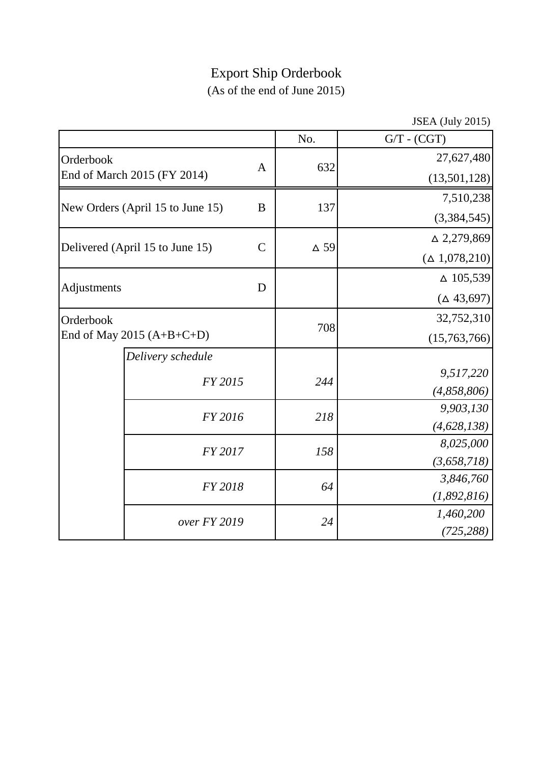# Export Ship Orderbook

(As of the end of June 2015)

JSEA (July 2015)

| | | | No. | G/T - (CGT) |
|---|---|---|---|---|
| Orderbook<br>End of March 2015 (FY 2014) | | A | 632 | 27,627,480<br>(13,501,128) |
| New Orders (April 15 to June 15) | | B | 137 | 7,510,238<br>(3,384,545) |
| Delivered (April 15 to June 15) | | C | ∆ 59 | ∆ 2,279,869<br>(∆ 1,078,210) |
| Adjustments | | D | | ∆ 105,539<br>(∆ 43,697) |
| Orderbook<br>End of May 2015 (A+B+C+D) | | | 708 | 32,752,310<br>(15,763,766) |
| | *Delivery schedule*<br>*FY 2015* | | *244* | *9,517,220*<br>*(4,858,806)* |
| | *FY 2016* | | *218* | *9,903,130*<br>*(4,628,138)* |
| | *FY 2017* | | *158* | *8,025,000*<br>*(3,658,718)* |
| | *FY 2018* | | *64* | *3,846,760*<br>*(1,892,816)* |
| | *over FY 2019* | | *24* | *1,460,200*<br>*(725,288)* |